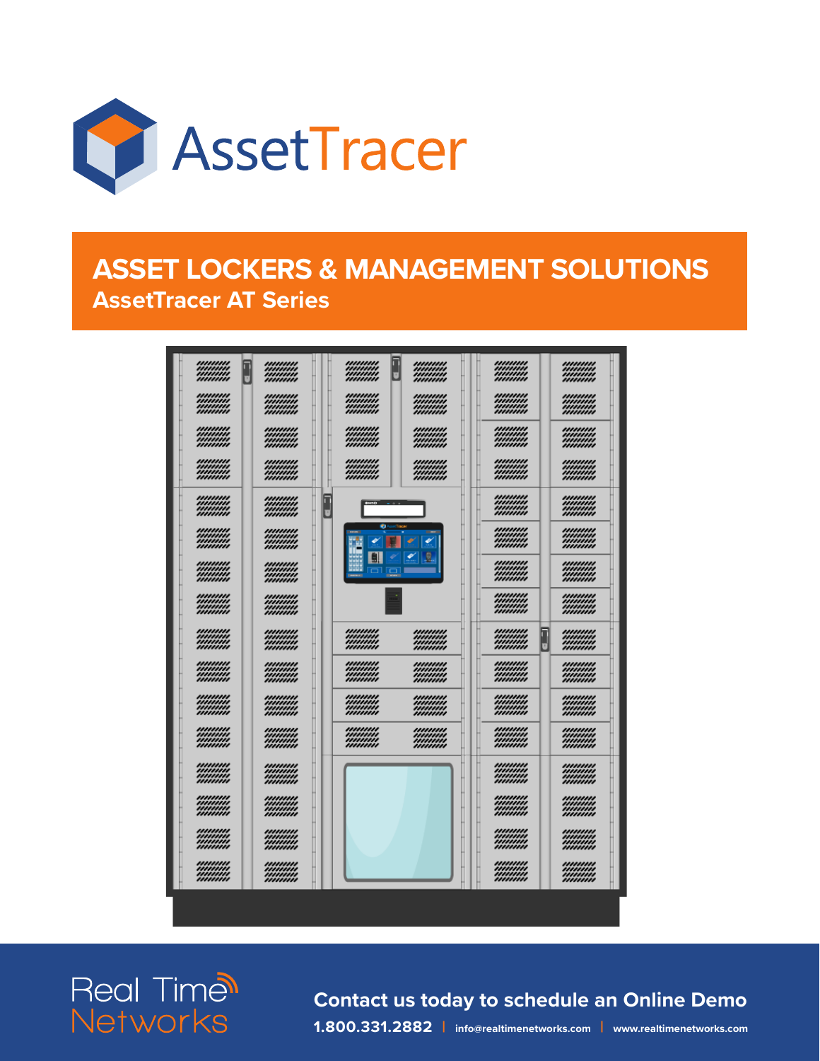AssetTracer

# ASSET LOCKERS & MANAGEMENT SOLUTIONS

## AssetTracer AT Series

Real Time Networks

**Contact us today to schedule an Online Demo**

**1.800.331.2882** | info@realtimenetworks.com | www.realtimenetworks.com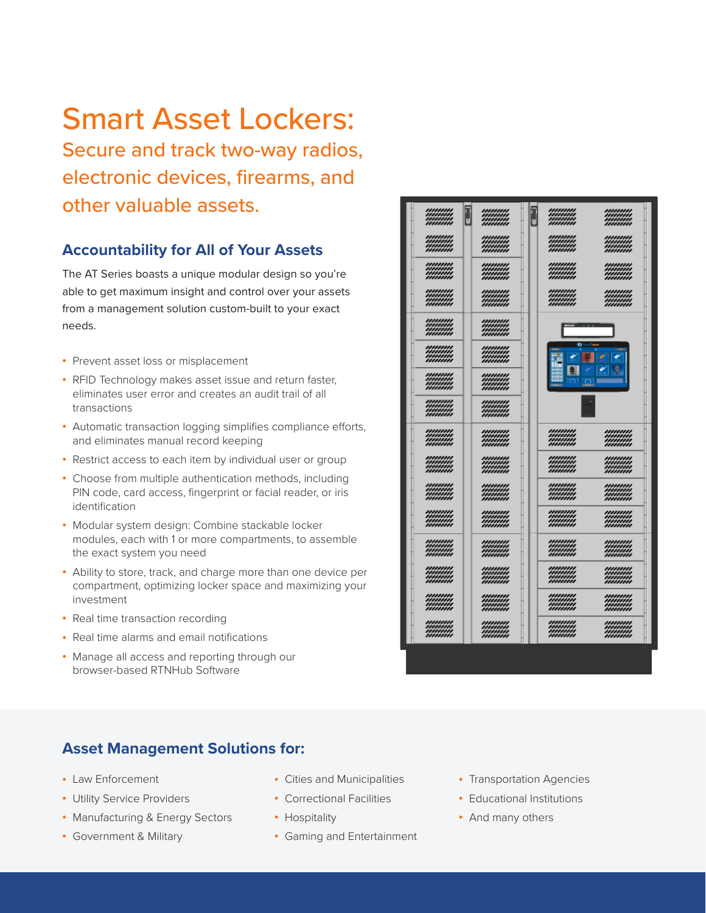# Smart Asset Lockers:

## Secure and track two-way radios, electronic devices, firearms, and other valuable assets.

### Accountability for All of Your Assets

The AT Series boasts a unique modular design so you're able to get maximum insight and control over your assets from a management solution custom-built to your exact needs.

- Prevent asset loss or misplacement
- RFID Technology makes asset issue and return faster, eliminates user error and creates an audit trail of all transactions
- Automatic transaction logging simplifies compliance efforts, and eliminates manual record keeping
- Restrict access to each item by individual user or group
- Choose from multiple authentication methods, including PIN code, card access, fingerprint or facial reader, or iris identification
- Modular system design: Combine stackable locker modules, each with 1 or more compartments, to assemble the exact system you need
- Ability to store, track, and charge more than one device per compartment, optimizing locker space and maximizing your investment
- Real time transaction recording
- Real time alarms and email notifications
- Manage all access and reporting through our browser-based RTNHub Software

### Asset Management Solutions for:

- Law Enforcement
- Utility Service Providers
- Manufacturing & Energy Sectors
- Government & Military
- Cities and Municipalities
- Correctional Facilities
- Hospitality
- Gaming and Entertainment
- Transportation Agencies
- Educational Institutions
- And many others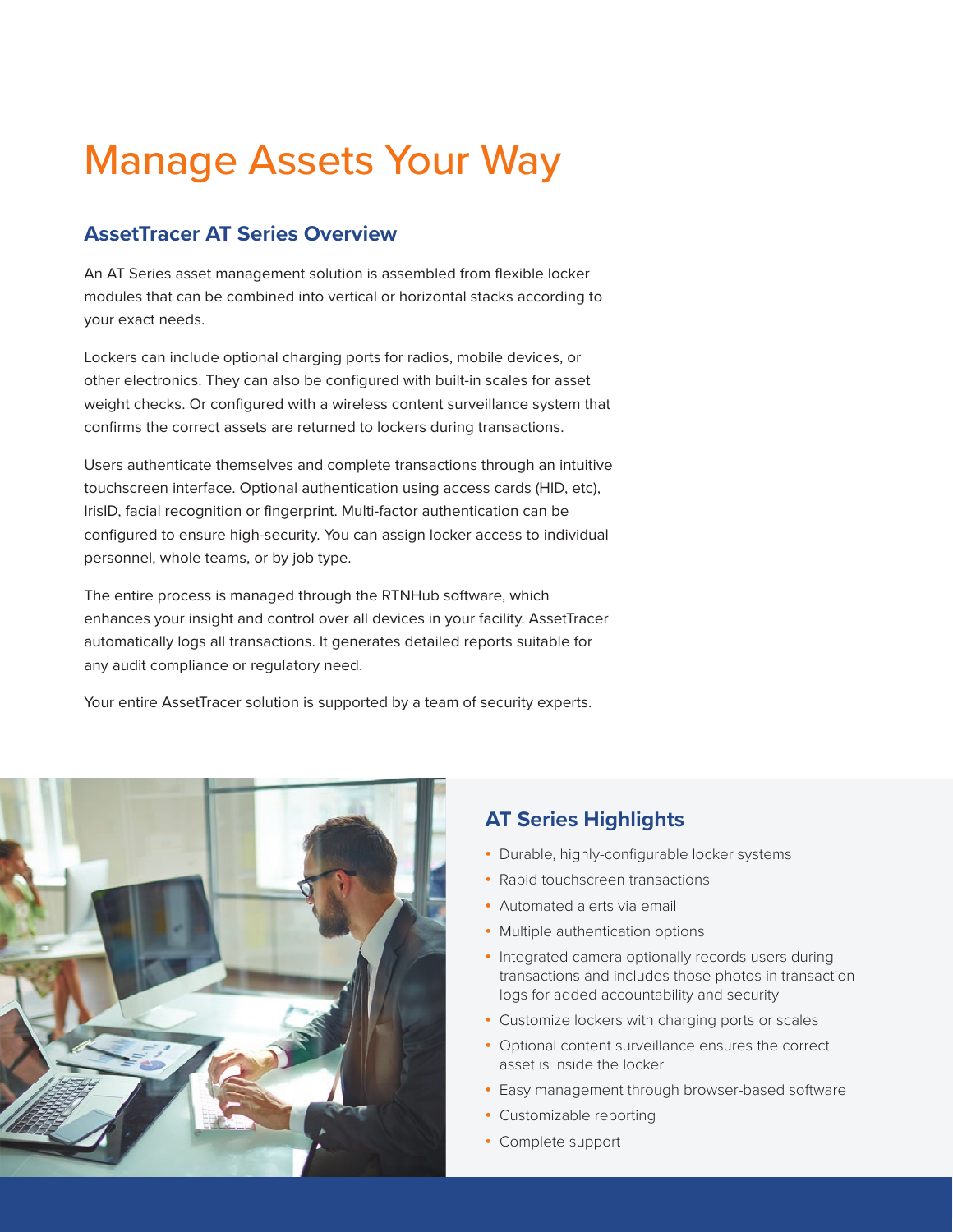# Manage Assets Your Way

## AssetTracer AT Series Overview

An AT Series asset management solution is assembled from flexible locker modules that can be combined into vertical or horizontal stacks according to your exact needs.

Lockers can include optional charging ports for radios, mobile devices, or other electronics. They can also be configured with built-in scales for asset weight checks. Or configured with a wireless content surveillance system that confirms the correct assets are returned to lockers during transactions.

Users authenticate themselves and complete transactions through an intuitive touchscreen interface. Optional authentication using access cards (HID, etc), IrisID, facial recognition or fingerprint. Multi-factor authentication can be configured to ensure high-security. You can assign locker access to individual personnel, whole teams, or by job type.

The entire process is managed through the RTNHub software, which enhances your insight and control over all devices in your facility. AssetTracer automatically logs all transactions. It generates detailed reports suitable for any audit compliance or regulatory need.

Your entire AssetTracer solution is supported by a team of security experts.

## AT Series Highlights

- Durable, highly-configurable locker systems
- Rapid touchscreen transactions
- Automated alerts via email
- Multiple authentication options
- Integrated camera optionally records users during transactions and includes those photos in transaction logs for added accountability and security
- Customize lockers with charging ports or scales
- Optional content surveillance ensures the correct asset is inside the locker
- Easy management through browser-based software
- Customizable reporting
- Complete support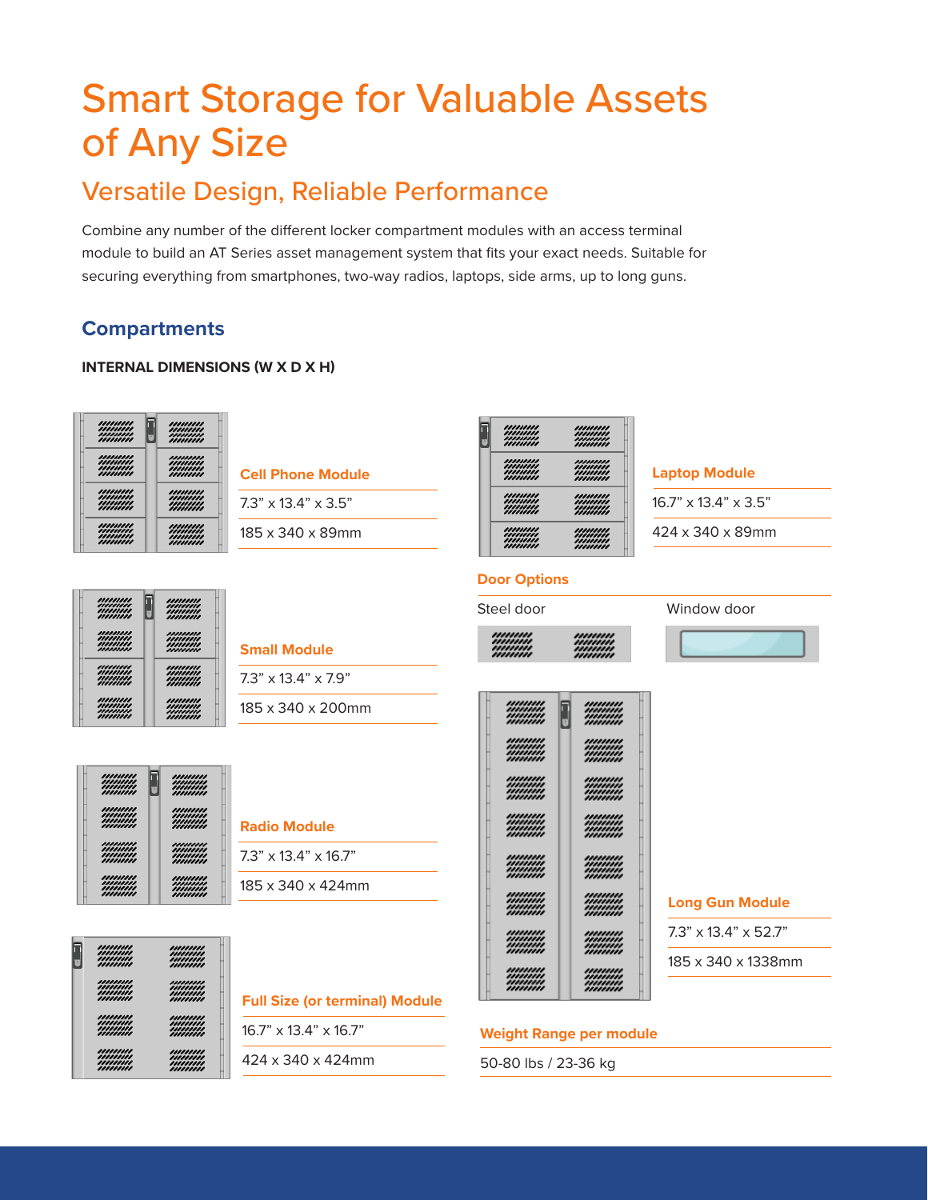# Smart Storage for Valuable Assets of Any Size

## Versatile Design, Reliable Performance

Combine any number of the different locker compartment modules with an access terminal module to build an AT Series asset management system that fits your exact needs. Suitable for securing everything from smartphones, two-way radios, laptops, side arms, up to long guns.

### Compartments

**INTERNAL DIMENSIONS (W X D X H)**

**Cell Phone Module**

7.3” x 13.4” x 3.5”

185 x 340 x 89mm

**Small Module**

7.3” x 13.4” x 7.9”

185 x 340 x 200mm

**Radio Module**

7.3” x 13.4” x 16.7”

185 x 340 x 424mm

**Full Size (or terminal) Module**

16.7” x 13.4” x 16.7”

424 x 340 x 424mm

**Laptop Module**

16.7” x 13.4” x 3.5”

424 x 340 x 89mm

**Door Options**

Steel door

Window door

**Long Gun Module**

7.3” x 13.4” x 52.7”

185 x 340 x 1338mm

**Weight Range per module**

50-80 lbs / 23-36 kg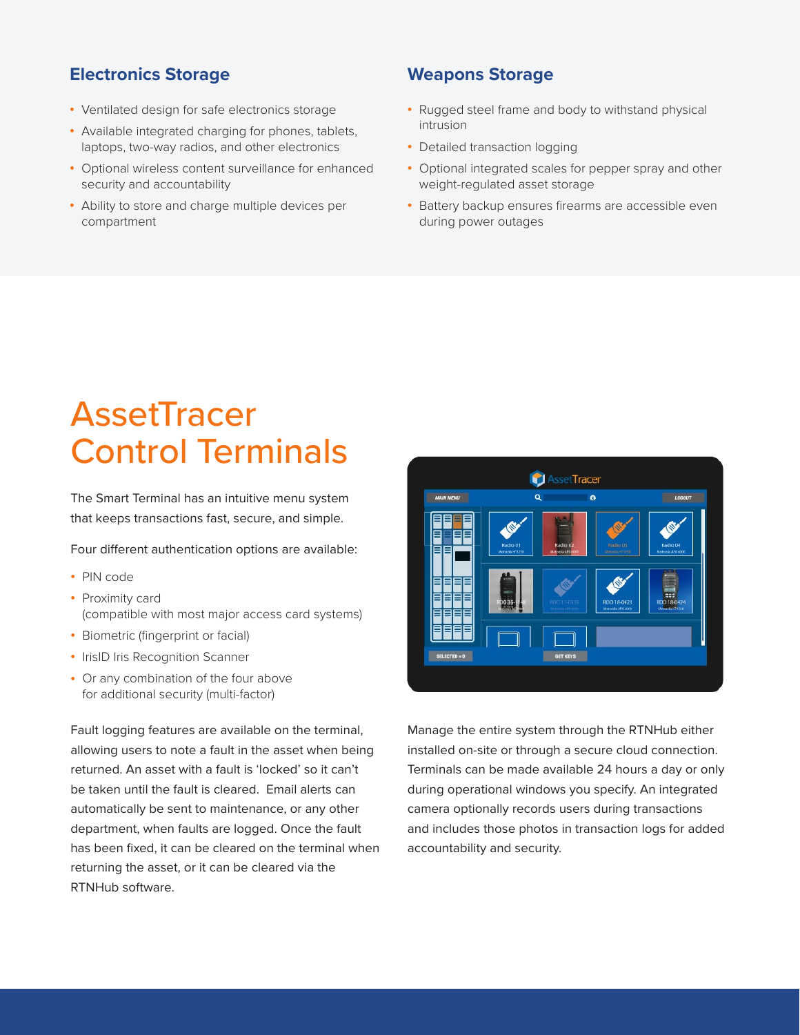## Electronics Storage

- Ventilated design for safe electronics storage
- Available integrated charging for phones, tablets, laptops, two-way radios, and other electronics
- Optional wireless content surveillance for enhanced security and accountability
- Ability to store and charge multiple devices per compartment

## Weapons Storage

- Rugged steel frame and body to withstand physical intrusion
- Detailed transaction logging
- Optional integrated scales for pepper spray and other weight-regulated asset storage
- Battery backup ensures firearms are accessible even during power outages

# AssetTracer Control Terminals

The Smart Terminal has an intuitive menu system that keeps transactions fast, secure, and simple.

Four different authentication options are available:

- PIN code
- Proximity card (compatible with most major access card systems)
- Biometric (fingerprint or facial)
- IrisID Iris Recognition Scanner
- Or any combination of the four above for additional security (multi-factor)

Fault logging features are available on the terminal, allowing users to note a fault in the asset when being returned. An asset with a fault is 'locked' so it can't be taken until the fault is cleared. Email alerts can automatically be sent to maintenance, or any other department, when faults are logged. Once the fault has been fixed, it can be cleared on the terminal when returning the asset, or it can be cleared via the RTNHub software.

Manage the entire system through the RTNHub either installed on-site or through a secure cloud connection. Terminals can be made available 24 hours a day or only during operational windows you specify. An integrated camera optionally records users during transactions and includes those photos in transaction logs for added accountability and security.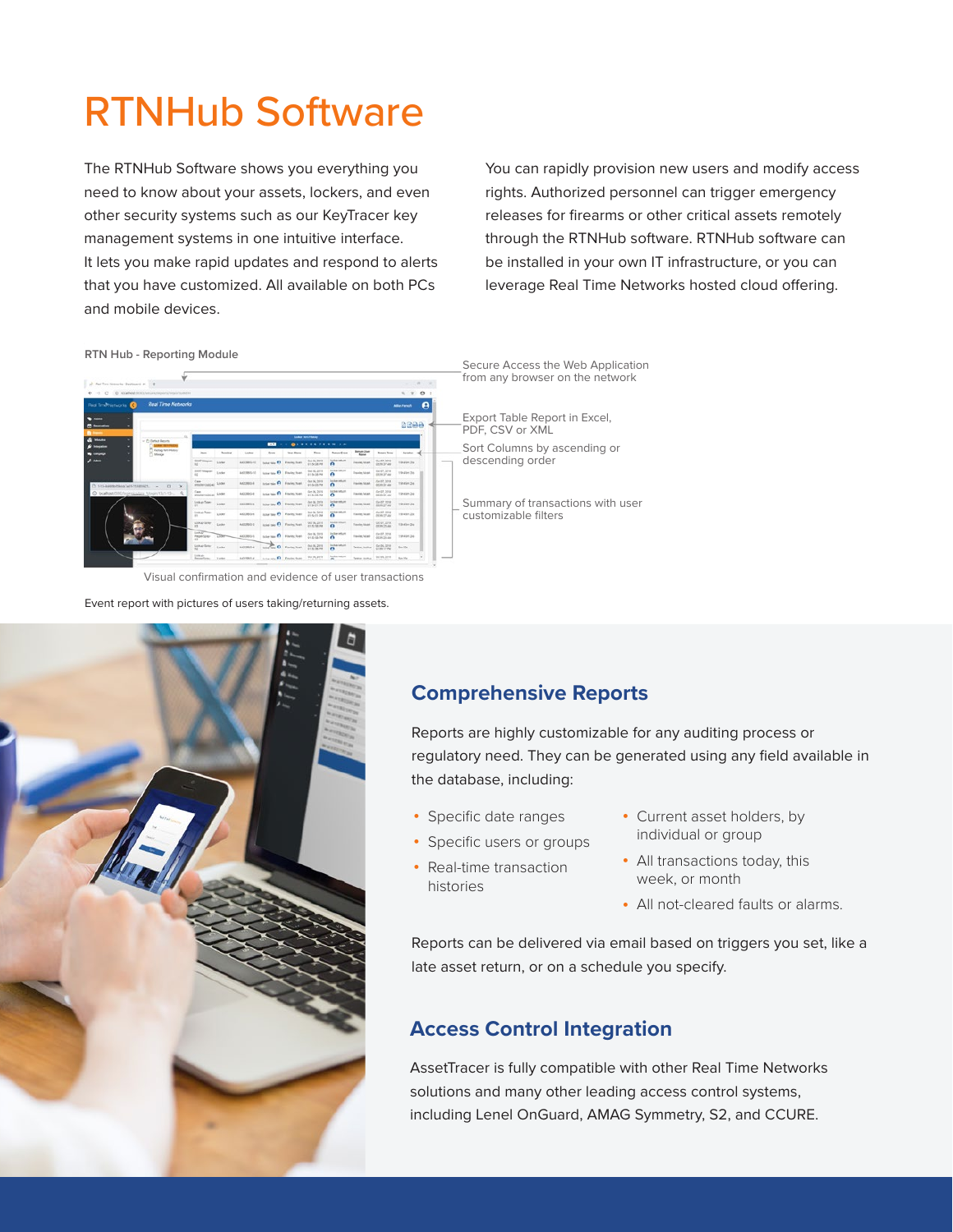# RTNHub Software

The RTNHub Software shows you everything you need to know about your assets, lockers, and even other security systems such as our KeyTracer key management systems in one intuitive interface. It lets you make rapid updates and respond to alerts that you have customized. All available on both PCs and mobile devices.

You can rapidly provision new users and modify access rights. Authorized personnel can trigger emergency releases for firearms or other critical assets remotely through the RTNHub software. RTNHub software can be installed in your own IT infrastructure, or you can leverage Real Time Networks hosted cloud offering.

RTN Hub - Reporting Module

Secure Access the Web Application from any browser on the network

Export Table Report in Excel, PDF, CSV or XML

Sort Columns by ascending or descending order

Summary of transactions with user customizable filters

Visual confirmation and evidence of user transactions

Event report with pictures of users taking/returning assets.

## Comprehensive Reports

Reports are highly customizable for any auditing process or regulatory need. They can be generated using any field available in the database, including:

- Specific date ranges
- Specific users or groups
- Real-time transaction histories
- Current asset holders, by individual or group
- All transactions today, this week, or month
- All not-cleared faults or alarms.

Reports can be delivered via email based on triggers you set, like a late asset return, or on a schedule you specify.

## Access Control Integration

AssetTracer is fully compatible with other Real Time Networks solutions and many other leading access control systems, including Lenel OnGuard, AMAG Symmetry, S2, and CCURE.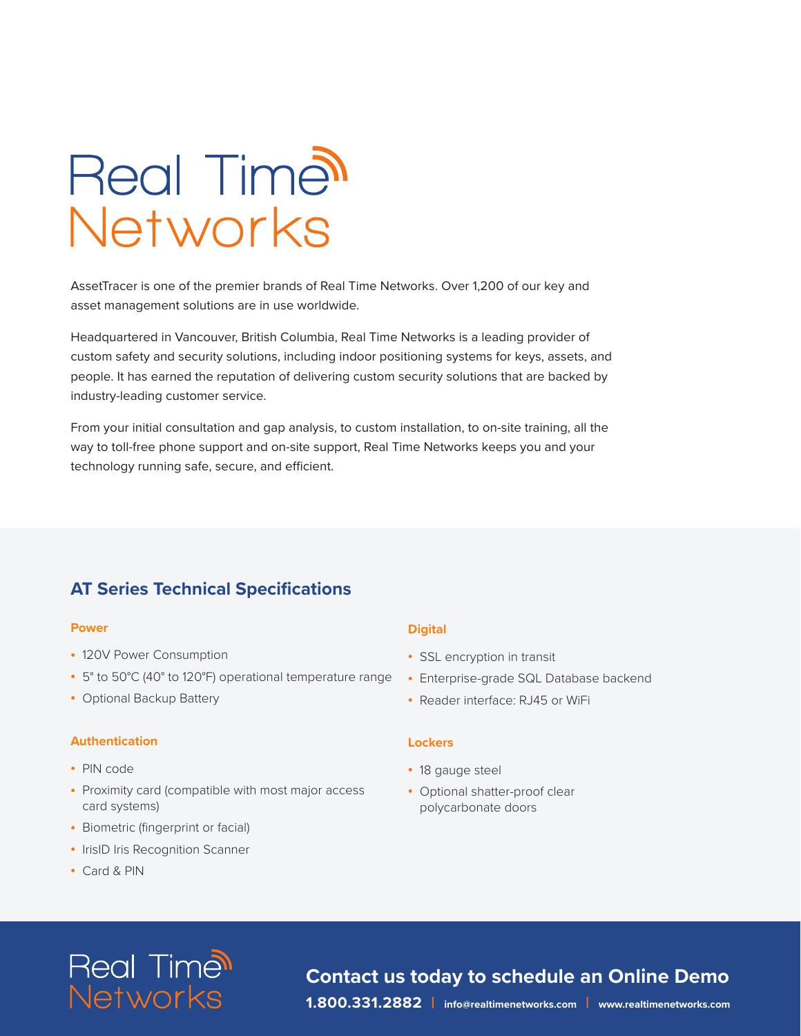# Real Time Networks

AssetTracer is one of the premier brands of Real Time Networks. Over 1,200 of our key and asset management solutions are in use worldwide.

Headquartered in Vancouver, British Columbia, Real Time Networks is a leading provider of custom safety and security solutions, including indoor positioning systems for keys, assets, and people. It has earned the reputation of delivering custom security solutions that are backed by industry-leading customer service.

From your initial consultation and gap analysis, to custom installation, to on-site training, all the way to toll-free phone support and on-site support, Real Time Networks keeps you and your technology running safe, secure, and efficient.

## AT Series Technical Specifications

### Power

- 120V Power Consumption
- 5° to 50°C (40° to 120°F) operational temperature range
- Optional Backup Battery

### Authentication

- PIN code
- Proximity card (compatible with most major access card systems)
- Biometric (fingerprint or facial)
- IrisID Iris Recognition Scanner
- Card & PIN

### Digital

- SSL encryption in transit
- Enterprise-grade SQL Database backend
- Reader interface: RJ45 or WiFi

### Lockers

- 18 gauge steel
- Optional shatter-proof clear polycarbonate doors

Real Time Networks

**Contact us today to schedule an Online Demo**

**1.800.331.2882** | **info@realtimenetworks.com** | **www.realtimenetworks.com**